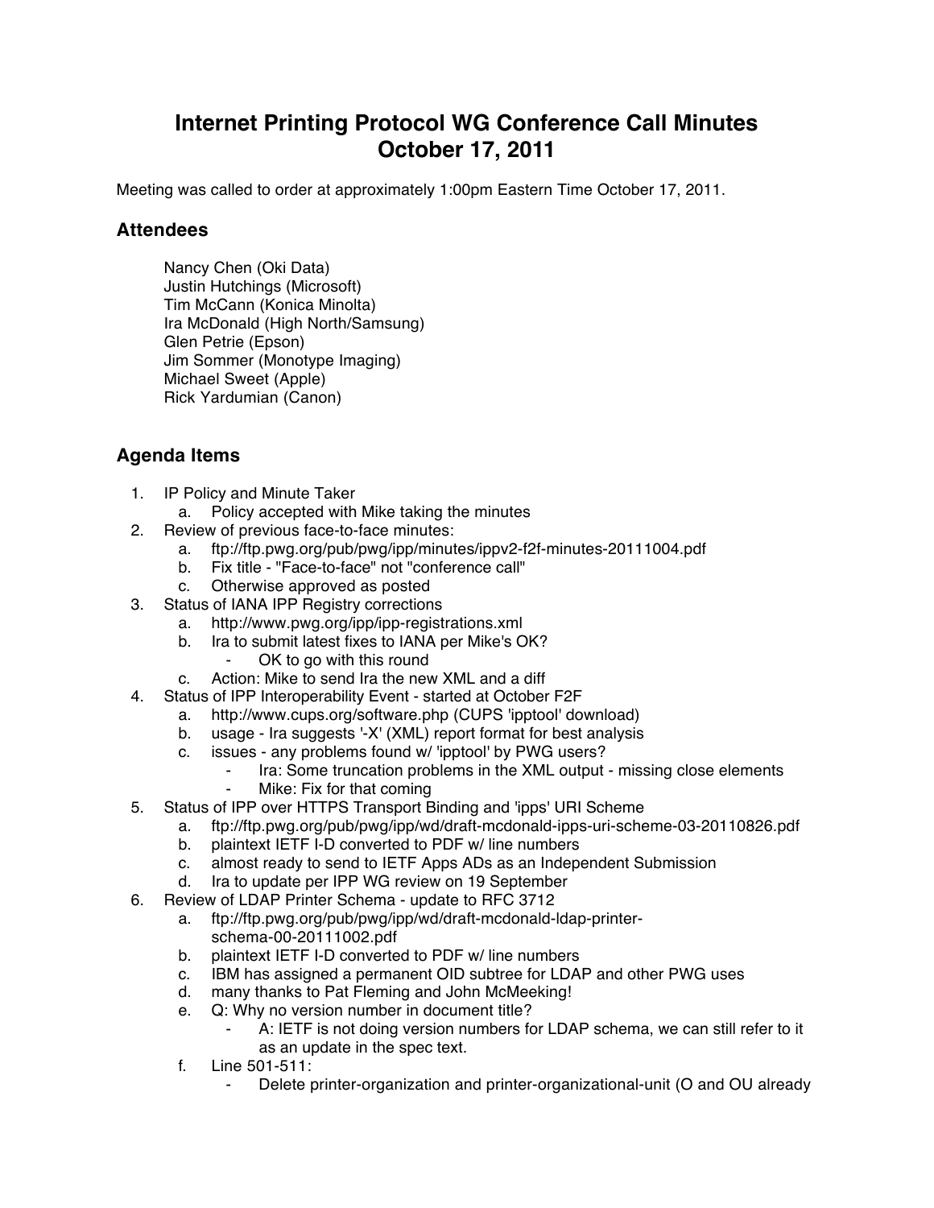# Internet Printing Protocol WG Conference Call Minutes
# October 17, 2011

Meeting was called to order at approximately 1:00pm Eastern Time October 17, 2011.

## Attendees

Nancy Chen (Oki Data)
Justin Hutchings (Microsoft)
Tim McCann (Konica Minolta)
Ira McDonald (High North/Samsung)
Glen Petrie (Epson)
Jim Sommer (Monotype Imaging)
Michael Sweet (Apple)
Rick Yardumian (Canon)

## Agenda Items

1. IP Policy and Minute Taker
    a. Policy accepted with Mike taking the minutes
2. Review of previous face-to-face minutes:
    a. ftp://ftp.pwg.org/pub/pwg/ipp/minutes/ippv2-f2f-minutes-20111004.pdf
    b. Fix title - "Face-to-face" not "conference call"
    c. Otherwise approved as posted
3. Status of IANA IPP Registry corrections
    a. http://www.pwg.org/ipp/ipp-registrations.xml
    b. Ira to submit latest fixes to IANA per Mike's OK?
        - OK to go with this round
    c. Action: Mike to send Ira the new XML and a diff
4. Status of IPP Interoperability Event - started at October F2F
    a. http://www.cups.org/software.php (CUPS 'ipptool' download)
    b. usage - Ira suggests '-X' (XML) report format for best analysis
    c. issues - any problems found w/ 'ipptool' by PWG users?
        - Ira: Some truncation problems in the XML output - missing close elements
        - Mike: Fix for that coming
5. Status of IPP over HTTPS Transport Binding and 'ipps' URI Scheme
    a. ftp://ftp.pwg.org/pub/pwg/ipp/wd/draft-mcdonald-ipps-uri-scheme-03-20110826.pdf
    b. plaintext IETF I-D converted to PDF w/ line numbers
    c. almost ready to send to IETF Apps ADs as an Independent Submission
    d. Ira to update per IPP WG review on 19 September
6. Review of LDAP Printer Schema - update to RFC 3712
    a. ftp://ftp.pwg.org/pub/pwg/ipp/wd/draft-mcdonald-ldap-printer-schema-00-20111002.pdf
    b. plaintext IETF I-D converted to PDF w/ line numbers
    c. IBM has assigned a permanent OID subtree for LDAP and other PWG uses
    d. many thanks to Pat Fleming and John McMeeking!
    e. Q: Why no version number in document title?
        - A: IETF is not doing version numbers for LDAP schema, we can still refer to it as an update in the spec text.
    f. Line 501-511:
        - Delete printer-organization and printer-organizational-unit (O and OU already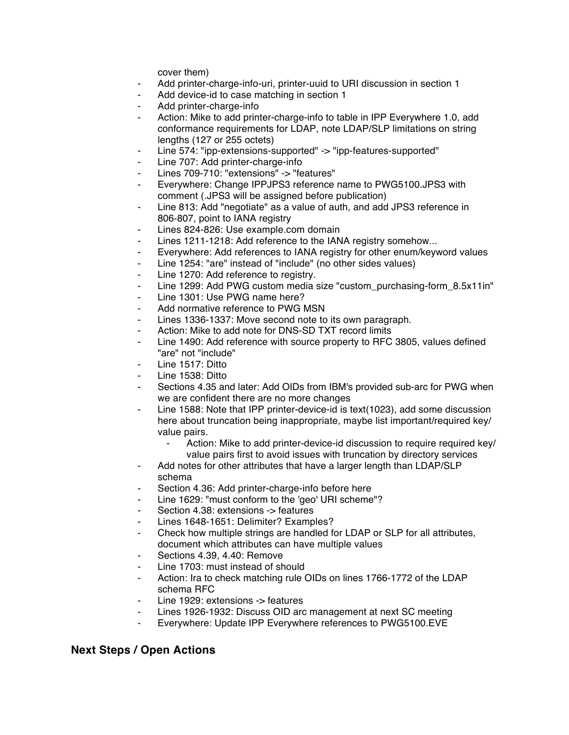cover them)

- Add printer-charge-info-uri, printer-uuid to URI discussion in section 1
- Add device-id to case matching in section 1
- Add printer-charge-info
- Action: Mike to add printer-charge-info to table in IPP Everywhere 1.0, add conformance requirements for LDAP, note LDAP/SLP limitations on string lengths (127 or 255 octets)
- Line 574: "ipp-extensions-supported" -> "ipp-features-supported"
- Line 707: Add printer-charge-info
- Lines 709-710: "extensions" -> "features"
- Everywhere: Change IPPJPS3 reference name to PWG5100.JPS3 with comment (.JPS3 will be assigned before publication)
- Line 813: Add "negotiate" as a value of auth, and add JPS3 reference in 806-807, point to IANA registry
- Lines 824-826: Use example.com domain
- Lines 1211-1218: Add reference to the IANA registry somehow...
- Everywhere: Add references to IANA registry for other enum/keyword values
- Line 1254: "are" instead of "include" (no other sides values)
- Line 1270: Add reference to registry.
- Line 1299: Add PWG custom media size "custom_purchasing-form_8.5x11in"
- Line 1301: Use PWG name here?
- Add normative reference to PWG MSN
- Lines 1336-1337: Move second note to its own paragraph.
- Action: Mike to add note for DNS-SD TXT record limits
- Line 1490: Add reference with source property to RFC 3805, values defined "are" not "include"
- Line 1517: Ditto
- Line 1538: Ditto
- Sections 4.35 and later: Add OIDs from IBM's provided sub-arc for PWG when we are confident there are no more changes
- Line 1588: Note that IPP printer-device-id is text(1023), add some discussion here about truncation being inappropriate, maybe list important/required key/value pairs.
    - Action: Mike to add printer-device-id discussion to require required key/value pairs first to avoid issues with truncation by directory services
- Add notes for other attributes that have a larger length than LDAP/SLP schema
- Section 4.36: Add printer-charge-info before here
- Line 1629: "must conform to the 'geo' URI scheme"?
- Section 4.38: extensions -> features
- Lines 1648-1651: Delimiter? Examples?
- Check how multiple strings are handled for LDAP or SLP for all attributes, document which attributes can have multiple values
- Sections 4.39, 4.40: Remove
- Line 1703: must instead of should
- Action: Ira to check matching rule OIDs on lines 1766-1772 of the LDAP schema RFC
- Line 1929: extensions -> features
- Lines 1926-1932: Discuss OID arc management at next SC meeting
- Everywhere: Update IPP Everywhere references to PWG5100.EVE

## Next Steps / Open Actions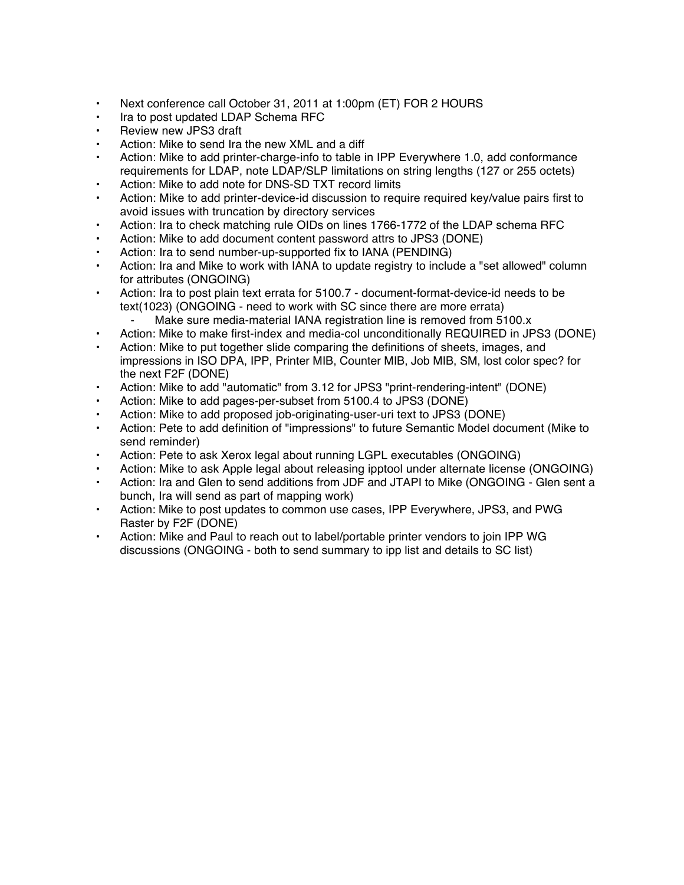- Next conference call October 31, 2011 at 1:00pm (ET) FOR 2 HOURS
- Ira to post updated LDAP Schema RFC
- Review new JPS3 draft
- Action: Mike to send Ira the new XML and a diff
- Action: Mike to add printer-charge-info to table in IPP Everywhere 1.0, add conformance requirements for LDAP, note LDAP/SLP limitations on string lengths (127 or 255 octets)
- Action: Mike to add note for DNS-SD TXT record limits
- Action: Mike to add printer-device-id discussion to require required key/value pairs first to avoid issues with truncation by directory services
- Action: Ira to check matching rule OIDs on lines 1766-1772 of the LDAP schema RFC
- Action: Mike to add document content password attrs to JPS3 (DONE)
- Action: Ira to send number-up-supported fix to IANA (PENDING)
- Action: Ira and Mike to work with IANA to update registry to include a "set allowed" column for attributes (ONGOING)
- Action: Ira to post plain text errata for 5100.7 - document-format-device-id needs to be text(1023) (ONGOING - need to work with SC since there are more errata)
    - Make sure media-material IANA registration line is removed from 5100.x
- Action: Mike to make first-index and media-col unconditionally REQUIRED in JPS3 (DONE)
- Action: Mike to put together slide comparing the definitions of sheets, images, and impressions in ISO DPA, IPP, Printer MIB, Counter MIB, Job MIB, SM, lost color spec? for the next F2F (DONE)
- Action: Mike to add "automatic" from 3.12 for JPS3 "print-rendering-intent" (DONE)
- Action: Mike to add pages-per-subset from 5100.4 to JPS3 (DONE)
- Action: Mike to add proposed job-originating-user-uri text to JPS3 (DONE)
- Action: Pete to add definition of "impressions" to future Semantic Model document (Mike to send reminder)
- Action: Pete to ask Xerox legal about running LGPL executables (ONGOING)
- Action: Mike to ask Apple legal about releasing ipptool under alternate license (ONGOING)
- Action: Ira and Glen to send additions from JDF and JTAPI to Mike (ONGOING - Glen sent a bunch, Ira will send as part of mapping work)
- Action: Mike to post updates to common use cases, IPP Everywhere, JPS3, and PWG Raster by F2F (DONE)
- Action: Mike and Paul to reach out to label/portable printer vendors to join IPP WG discussions (ONGOING - both to send summary to ipp list and details to SC list)